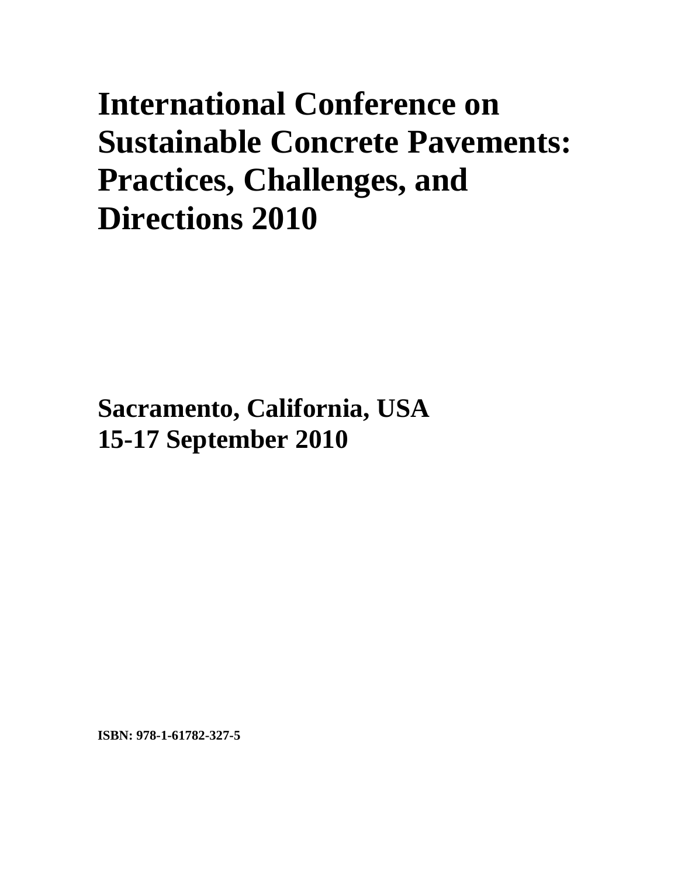# International Conference on Sustainable Concrete Pavements: Practices, Challenges, and Directions 2010

**Sacramento, California, USA**
**15-17 September 2010**

**ISBN: 978-1-61782-327-5**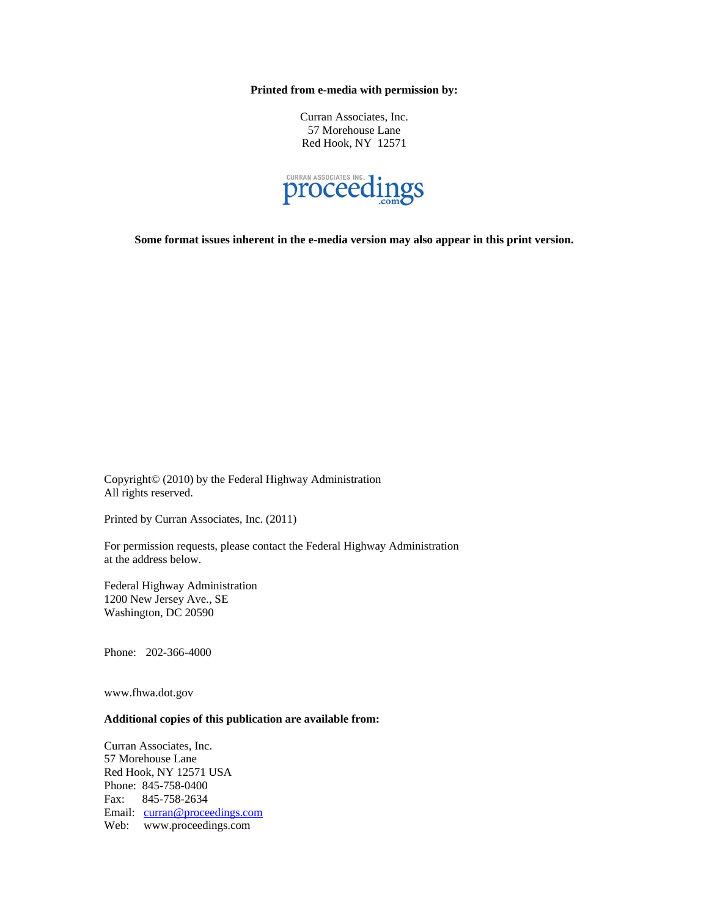**Printed from e-media with permission by:**

Curran Associates, Inc.
57 Morehouse Lane
Red Hook, NY 12571

CURRAN ASSOCIATES INC. proceedings.com

**Some format issues inherent in the e-media version may also appear in this print version.**

Copyright© (2010) by the Federal Highway Administration
All rights reserved.

Printed by Curran Associates, Inc. (2011)

For permission requests, please contact the Federal Highway Administration at the address below.

Federal Highway Administration
1200 New Jersey Ave., SE
Washington, DC 20590

Phone: 202-366-4000

www.fhwa.dot.gov

**Additional copies of this publication are available from:**

Curran Associates, Inc.
57 Morehouse Lane
Red Hook, NY 12571 USA
Phone: 845-758-0400
Fax: 845-758-2634
Email: curran@proceedings.com
Web: www.proceedings.com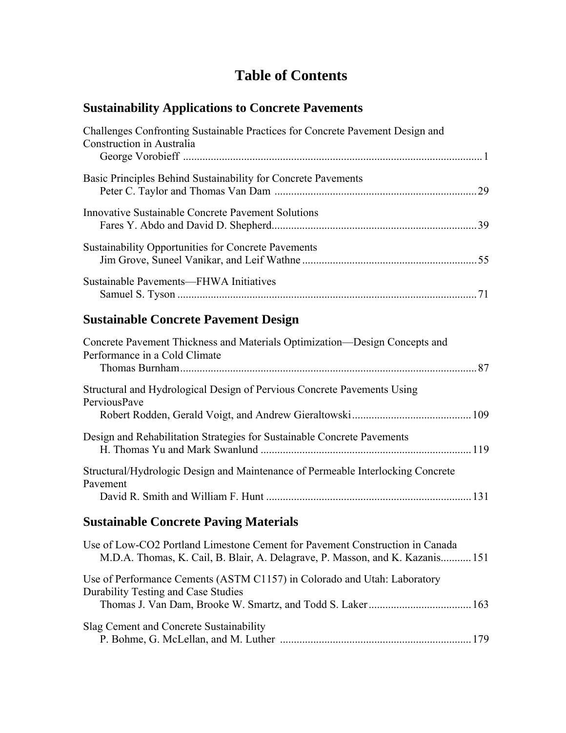# Table of Contents

## Sustainability Applications to Concrete Pavements

Challenges Confronting Sustainable Practices for Concrete Pavement Design and Construction in Australia
George Vorobieff ... 1

Basic Principles Behind Sustainability for Concrete Pavements
Peter C. Taylor and Thomas Van Dam ... 29

Innovative Sustainable Concrete Pavement Solutions
Fares Y. Abdo and David D. Shepherd ... 39

Sustainability Opportunities for Concrete Pavements
Jim Grove, Suneel Vanikar, and Leif Wathne ... 55

Sustainable Pavements—FHWA Initiatives
Samuel S. Tyson ... 71

## Sustainable Concrete Pavement Design

Concrete Pavement Thickness and Materials Optimization—Design Concepts and Performance in a Cold Climate
Thomas Burnham ... 87

Structural and Hydrological Design of Pervious Concrete Pavements Using PerviousPave
Robert Rodden, Gerald Voigt, and Andrew Gieraltowski ... 109

Design and Rehabilitation Strategies for Sustainable Concrete Pavements
H. Thomas Yu and Mark Swanlund ... 119

Structural/Hydrologic Design and Maintenance of Permeable Interlocking Concrete Pavement
David R. Smith and William F. Hunt ... 131

## Sustainable Concrete Paving Materials

Use of Low-CO2 Portland Limestone Cement for Pavement Construction in Canada
M.D.A. Thomas, K. Cail, B. Blair, A. Delagrave, P. Masson, and K. Kazanis ... 151

Use of Performance Cements (ASTM C1157) in Colorado and Utah: Laboratory Durability Testing and Case Studies
Thomas J. Van Dam, Brooke W. Smartz, and Todd S. Laker ... 163

Slag Cement and Concrete Sustainability
P. Bohme, G. McLellan, and M. Luther ... 179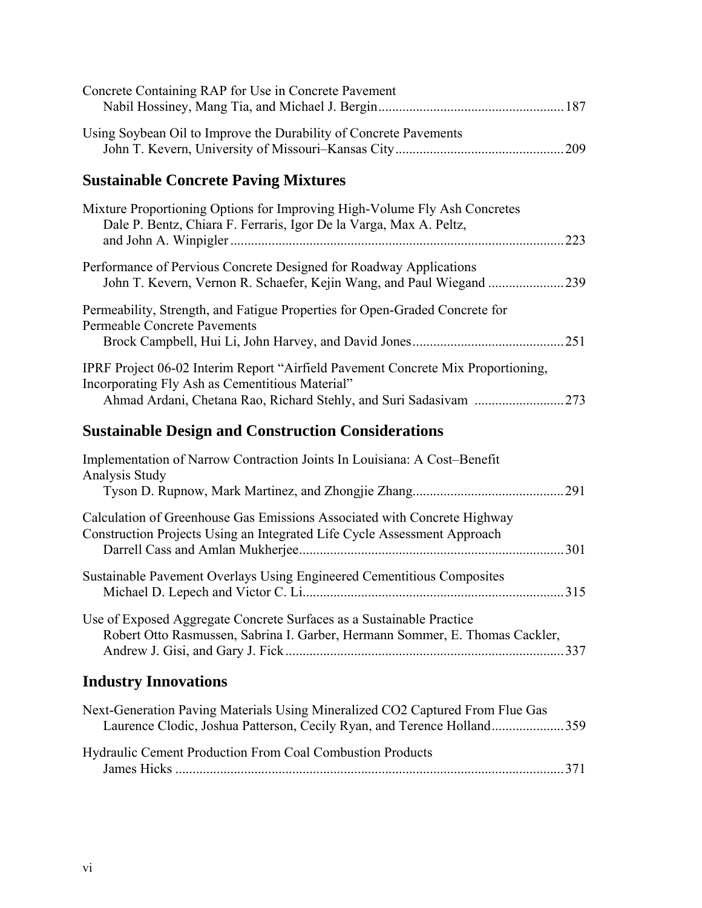Concrete Containing RAP for Use in Concrete Pavement
Nabil Hossiney, Mang Tia, and Michael J. Bergin...................................................... 187

Using Soybean Oil to Improve the Durability of Concrete Pavements
John T. Kevern, University of Missouri–Kansas City................................................. 209

## Sustainable Concrete Paving Mixtures

Mixture Proportioning Options for Improving High-Volume Fly Ash Concretes
Dale P. Bentz, Chiara F. Ferraris, Igor De la Varga, Max A. Peltz, and John A. Winpigler ................................................................................................ 223

Performance of Pervious Concrete Designed for Roadway Applications
John T. Kevern, Vernon R. Schaefer, Kejin Wang, and Paul Wiegand ...................... 239

Permeability, Strength, and Fatigue Properties for Open-Graded Concrete for Permeable Concrete Pavements
Brock Campbell, Hui Li, John Harvey, and David Jones............................................ 251

IPRF Project 06-02 Interim Report "Airfield Pavement Concrete Mix Proportioning, Incorporating Fly Ash as Cementitious Material"
Ahmad Ardani, Chetana Rao, Richard Stehly, and Suri Sadasivam .......................... 273

## Sustainable Design and Construction Considerations

Implementation of Narrow Contraction Joints In Louisiana: A Cost–Benefit Analysis Study
Tyson D. Rupnow, Mark Martinez, and Zhongjie Zhang............................................ 291

Calculation of Greenhouse Gas Emissions Associated with Concrete Highway Construction Projects Using an Integrated Life Cycle Assessment Approach
Darrell Cass and Amlan Mukherjee............................................................................ 301

Sustainable Pavement Overlays Using Engineered Cementitious Composites
Michael D. Lepech and Victor C. Li........................................................................... 315

Use of Exposed Aggregate Concrete Surfaces as a Sustainable Practice
Robert Otto Rasmussen, Sabrina I. Garber, Hermann Sommer, E. Thomas Cackler, Andrew J. Gisi, and Gary J. Fick ................................................................................ 337

## Industry Innovations

Next-Generation Paving Materials Using Mineralized CO2 Captured From Flue Gas
Laurence Clodic, Joshua Patterson, Cecily Ryan, and Terence Holland..................... 359

Hydraulic Cement Production From Coal Combustion Products
James Hicks ................................................................................................................ 371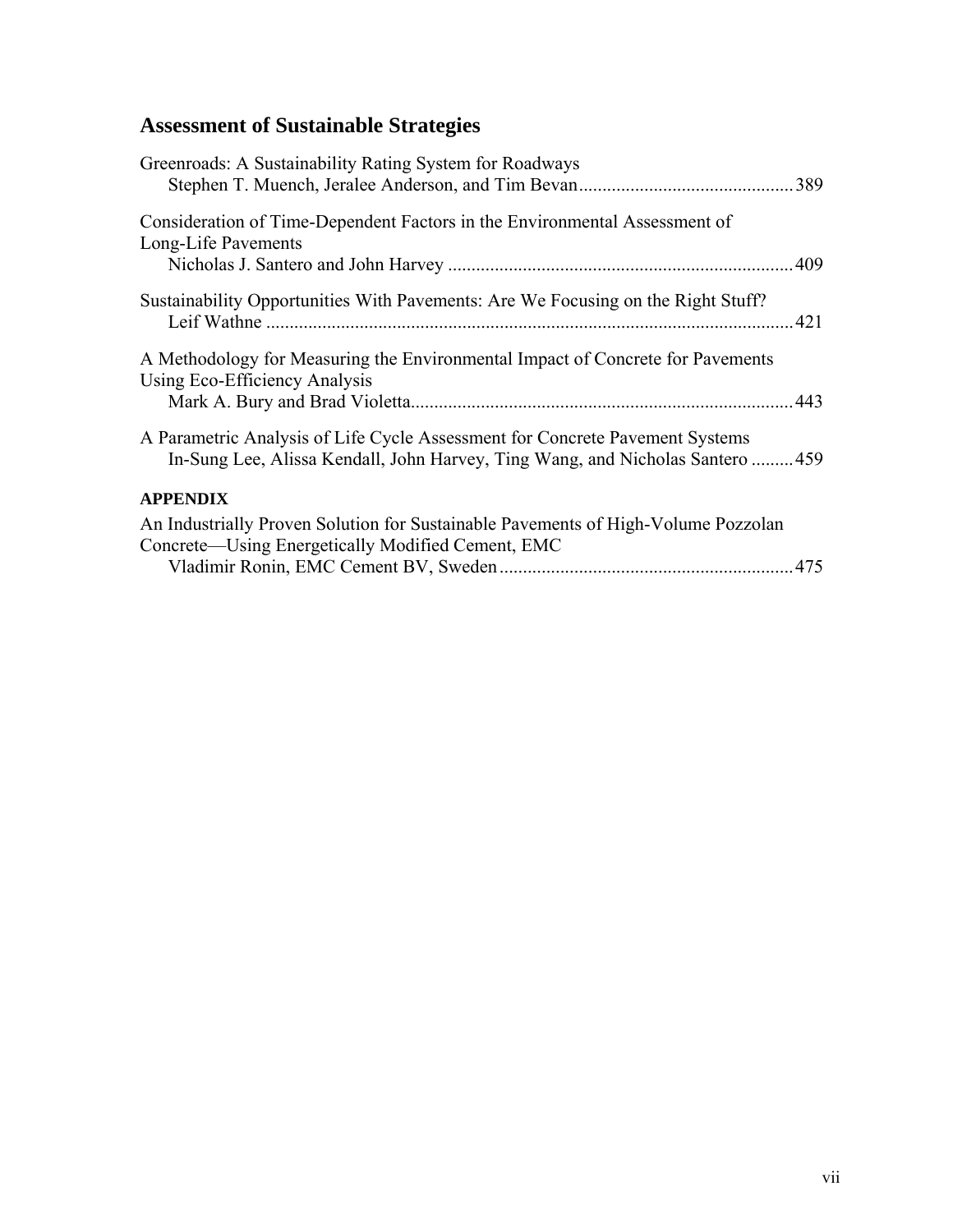## Assessment of Sustainable Strategies

Greenroads: A Sustainability Rating System for Roadways
Stephen T. Muench, Jeralee Anderson, and Tim Bevan.............................................389

Consideration of Time-Dependent Factors in the Environmental Assessment of Long-Life Pavements
Nicholas J. Santero and John Harvey .........................................................................409

Sustainability Opportunities With Pavements: Are We Focusing on the Right Stuff?
Leif Wathne ................................................................................................................421

A Methodology for Measuring the Environmental Impact of Concrete for Pavements Using Eco-Efficiency Analysis
Mark A. Bury and Brad Violetta.................................................................................443

A Parametric Analysis of Life Cycle Assessment for Concrete Pavement Systems
In-Sung Lee, Alissa Kendall, John Harvey, Ting Wang, and Nicholas Santero .........459

**APPENDIX**

An Industrially Proven Solution for Sustainable Pavements of High-Volume Pozzolan Concrete—Using Energetically Modified Cement, EMC
Vladimir Ronin, EMC Cement BV, Sweden ..............................................................475